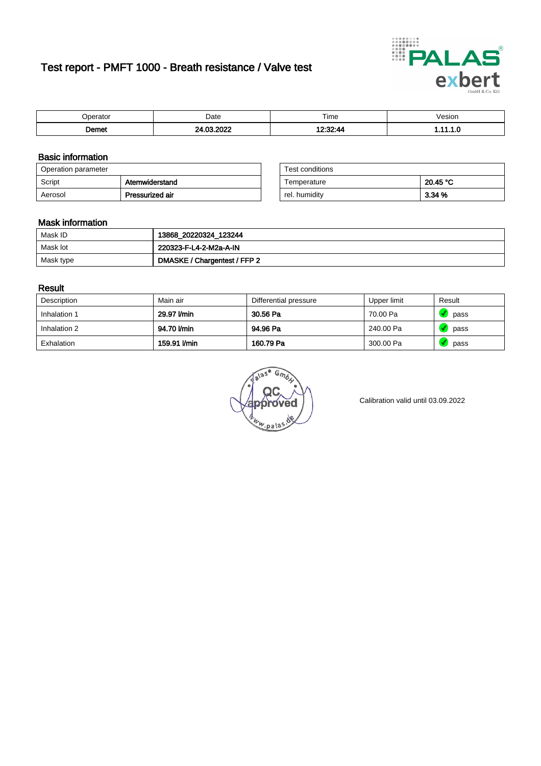# Test report - PMFT 1000 - Breath resistance / Valve test

| Operator | Date | Time | Vesion |
|---|---|---|---|
| **Demet** | **24.03.2022** | **12:32:44** | **1.11.1.0** |

## Basic information

| Operation parameter | |
|---|---|
| Script | **Atemwiderstand** |
| Aerosol | **Pressurized air** |

| Test conditions | |
|---|---|
| Temperature | **20.45 °C** |
| rel. humidity | **3.34 %** |

## Mask information

| | |
|---|---|
| Mask ID | **13868_20220324_123244** |
| Mask lot | **220323-F-L4-2-M2a-A-IN** |
| Mask type | **DMASKE / Chargentest / FFP 2** |

## Result

| Description | Main air | Differential pressure | Upper limit | Result |
|---|---|---|---|---|
| Inhalation 1 | **29.97 l/min** | **30.56 Pa** | 70.00 Pa | pass |
| Inhalation 2 | **94.70 l/min** | **94.96 Pa** | 240.00 Pa | pass |
| Exhalation | **159.91 l/min** | **160.79 Pa** | 300.00 Pa | pass |

Calibration valid until 03.09.2022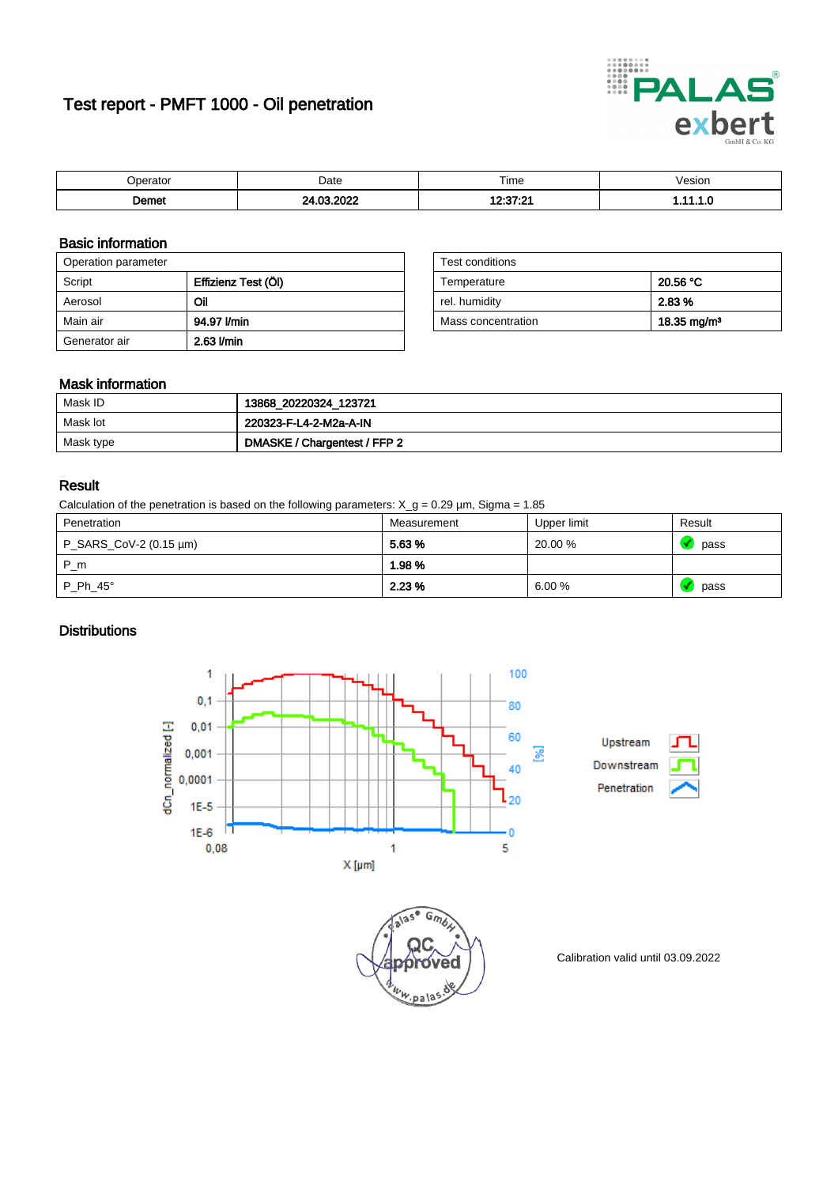# Test report - PMFT 1000 - Oil penetration

PALAS exbert GmbH & Co. KG

| Operator | Date | Time | Vesion |
|---|---|---|---|
| **Demet** | **24.03.2022** | **12:37:21** | **1.11.1.0** |

## Basic information

| Operation parameter | |
|---|---|
| Script | **Effizienz Test (Öl)** |
| Aerosol | **Oil** |
| Main air | **94.97 l/min** |
| Generator air | **2.63 l/min** |

| Test conditions | |
|---|---|
| Temperature | **20.56 °C** |
| rel. humidity | **2.83 %** |
| Mass concentration | **18.35 mg/m³** |

## Mask information

| | |
|---|---|
| Mask ID | **13868_20220324_123721** |
| Mask lot | **220323-F-L4-2-M2a-A-IN** |
| Mask type | **DMASKE / Chargentest / FFP 2** |

## Result

Calculation of the penetration is based on the following parameters: $X_g = 0.29$ µm, Sigma = 1.85

| Penetration | Measurement | Upper limit | Result |
|---|---|---|---|
| P_SARS_CoV-2 (0.15 µm) | **5.63 %** | 20.00 % | pass |
| P_m | **1.98 %** | | |
| P_Ph_45° | **2.23 %** | 6.00 % | pass |

## Distributions

dCn_normalized [-]
1
0,1
0,01
0,001
0,0001
1E-5
1E-6
0,08
1
5
X [µm]
[%]
100
80
60
40
20
0
Upstream
Downstream
Penetration

Palas® GmbH QC approved www.palas.de

Calibration valid until 03.09.2022